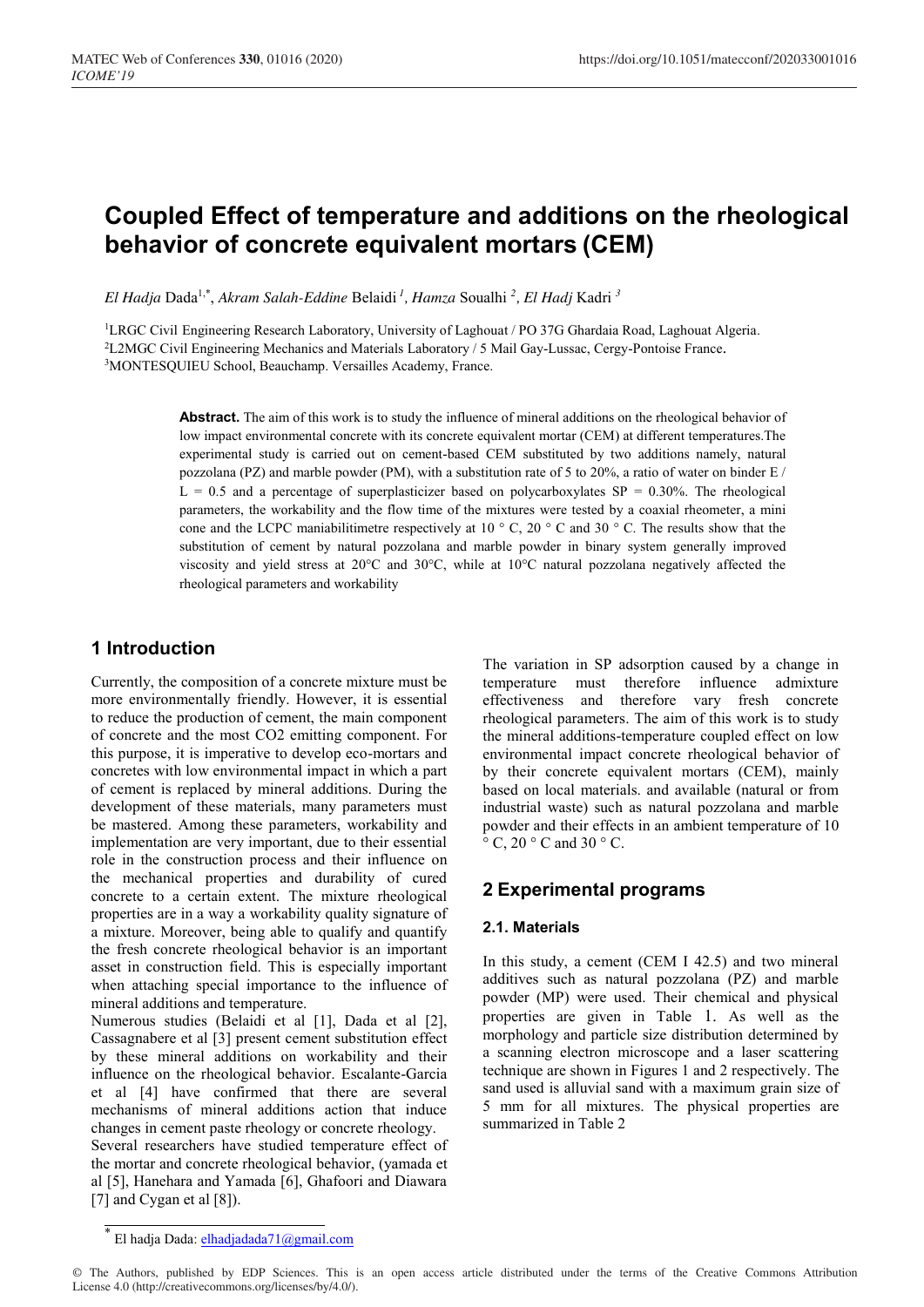# Coupled Effect of temperature and additions on the rheological behavior of concrete equivalent mortars (CEM)

*El Hadja* Dada[1,*], *Akram Salah-Eddine* Belaidi[1], *Hamza* Soualhi[2], *El Hadj* Kadri[3]

[1]LRGC Civil Engineering Research Laboratory, University of Laghouat / PO 37G Ghardaia Road, Laghouat Algeria.
[2]L2MGC Civil Engineering Mechanics and Materials Laboratory / 5 Mail Gay-Lussac, Cergy-Pontoise France.
[3]MONTESQUIEU School, Beauchamp. Versailles Academy, France.

**Abstract.** The aim of this work is to study the influence of mineral additions on the rheological behavior of low impact environmental concrete with its concrete equivalent mortar (CEM) at different temperatures.The experimental study is carried out on cement-based CEM substituted by two additions namely, natural pozzolana (PZ) and marble powder (PM), with a substitution rate of 5 to 20%, a ratio of water on binder E / L = 0.5 and a percentage of superplasticizer based on polycarboxylates SP = 0.30%. The rheological parameters, the workability and the flow time of the mixtures were tested by a coaxial rheometer, a mini cone and the LCPC maniabilitimetre respectively at 10 ° C, 20 ° C and 30 ° C. The results show that the substitution of cement by natural pozzolana and marble powder in binary system generally improved viscosity and yield stress at 20°C and 30°C, while at 10°C natural pozzolana negatively affected the rheological parameters and workability

## 1 Introduction

Currently, the composition of a concrete mixture must be more environmentally friendly. However, it is essential to reduce the production of cement, the main component of concrete and the most CO2 emitting component. For this purpose, it is imperative to develop eco-mortars and concretes with low environmental impact in which a part of cement is replaced by mineral additions. During the development of these materials, many parameters must be mastered. Among these parameters, workability and implementation are very important, due to their essential role in the construction process and their influence on the mechanical properties and durability of cured concrete to a certain extent. The mixture rheological properties are in a way a workability quality signature of a mixture. Moreover, being able to qualify and quantify the fresh concrete rheological behavior is an important asset in construction field. This is especially important when attaching special importance to the influence of mineral additions and temperature.

Numerous studies (Belaidi et al [1], Dada et al [2], Cassagnabere et al [3] present cement substitution effect by these mineral additions on workability and their influence on the rheological behavior. Escalante-Garcia et al [4] have confirmed that there are several mechanisms of mineral additions action that induce changes in cement paste rheology or concrete rheology.

Several researchers have studied temperature effect of the mortar and concrete rheological behavior, (yamada et al [5], Hanehara and Yamada [6], Ghafoori and Diawara [7] and Cygan et al [8]).

The variation in SP adsorption caused by a change in temperature must therefore influence admixture effectiveness and therefore vary fresh concrete rheological parameters. The aim of this work is to study the mineral additions-temperature coupled effect on low environmental impact concrete rheological behavior of by their concrete equivalent mortars (CEM), mainly based on local materials. and available (natural or from industrial waste) such as natural pozzolana and marble powder and their effects in an ambient temperature of 10 ° C, 20 ° C and 30 ° C.

## 2 Experimental programs

### 2.1. Materials

In this study, a cement (CEM I 42.5) and two mineral additives such as natural pozzolana (PZ) and marble powder (MP) were used. Their chemical and physical properties are given in Table 1. As well as the morphology and particle size distribution determined by a scanning electron microscope and a laser scattering technique are shown in Figures 1 and 2 respectively. The sand used is alluvial sand with a maximum grain size of 5 mm for all mixtures. The physical properties are summarized in Table 2

[*] El hadja Dada: elhadjadada71@gmail.com

© The Authors, published by EDP Sciences. This is an open access article distributed under the terms of the Creative Commons Attribution License 4.0 (http://creativecommons.org/licenses/by/4.0/).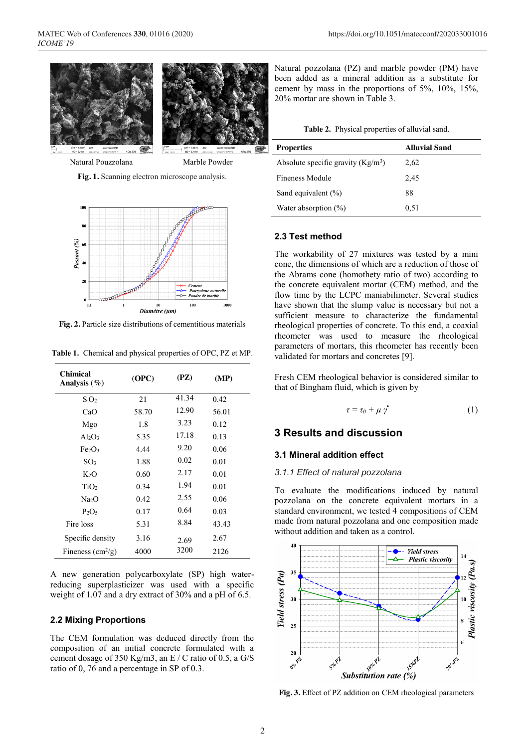Natural Pouzzolana　　Marble Powder

**Fig. 1.** Scanning electron microscope analysis.

**Fig. 2.** Particle size distributions of cementitious materials

**Table 1.** Chemical and physical properties of OPC, PZ et MP.

| Chemical Analysis (%) | (OPC) | (PZ) | (MP) |
|---|---|---|---|
| $S_iO_2$ | 21 | 41.34 | 0.42 |
| CaO | 58.70 | 12.90 | 56.01 |
| Mgo | 1.8 | 3.23 | 0.12 |
| $Al_2O_3$ | 5.35 | 17.18 | 0.13 |
| $Fe_2O_3$ | 4.44 | 9.20 | 0.06 |
| $SO_3$ | 1.88 | 0.02 | 0.01 |
| $K_2O$ | 0.60 | 2.17 | 0.01 |
| $TiO_2$ | 0.34 | 1.94 | 0.01 |
| $Na_2O$ | 0.42 | 2.55 | 0.06 |
| $P_2O_5$ | 0.17 | 0.64 | 0.03 |
| Fire loss | 5.31 | 8.84 | 43.43 |
| Specific density | 3.16 | 2.69 | 2.67 |
| Fineness ($cm^2$/g) | 4000 | 3200 | 2126 |

A new generation polycarboxylate (SP) high water-reducing superplasticizer was used with a specific weight of 1.07 and a dry extract of 30% and a pH of 6.5.

## 2.2 Mixing Proportions

The CEM formulation was deduced directly from the composition of an initial concrete formulated with a cement dosage of 350 Kg/m3, an E / C ratio of 0.5, a G/S ratio of 0, 76 and a percentage in SP of 0.3.

Natural pozzolana (PZ) and marble powder (PM) have been added as a mineral addition as a substitute for cement by mass in the proportions of 5%, 10%, 15%, 20% mortar are shown in Table 3.

**Table 2.** Physical properties of alluvial sand.

| Properties | Alluvial Sand |
|---|---|
| Absolute specific gravity (Kg/m$^3$) | 2,62 |
| Fineness Module | 2,45 |
| Sand equivalent (%) | 88 |
| Water absorption (%) | 0,51 |

## 2.3 Test method

The workability of 27 mixtures was tested by a mini cone, the dimensions of which are a reduction of those of the Abrams cone (homothety ratio of two) according to the concrete equivalent mortar (CEM) method, and the flow time by the LCPC maniabilimeter. Several studies have shown that the slump value is necessary but not a sufficient measure to characterize the fundamental rheological properties of concrete. To this end, a coaxial rheometer was used to measure the rheological parameters of mortars, this rheometer has recently been validated for mortars and concretes [9].

Fresh CEM rheological behavior is considered similar to that of Bingham fluid, which is given by

$$\tau = \tau_0 + \mu \dot{\gamma} \qquad (1)$$

# 3 Results and discussion

## 3.1 Mineral addition effect

### *3.1.1 Effect of natural pozzolana*

To evaluate the modifications induced by natural pozzolana on the concrete equivalent mortars in a standard environment, we tested 4 compositions of CEM made from natural pozzolana and one composition made without addition and taken as a control.

**Fig. 3.** Effect of PZ addition on CEM rheological parameters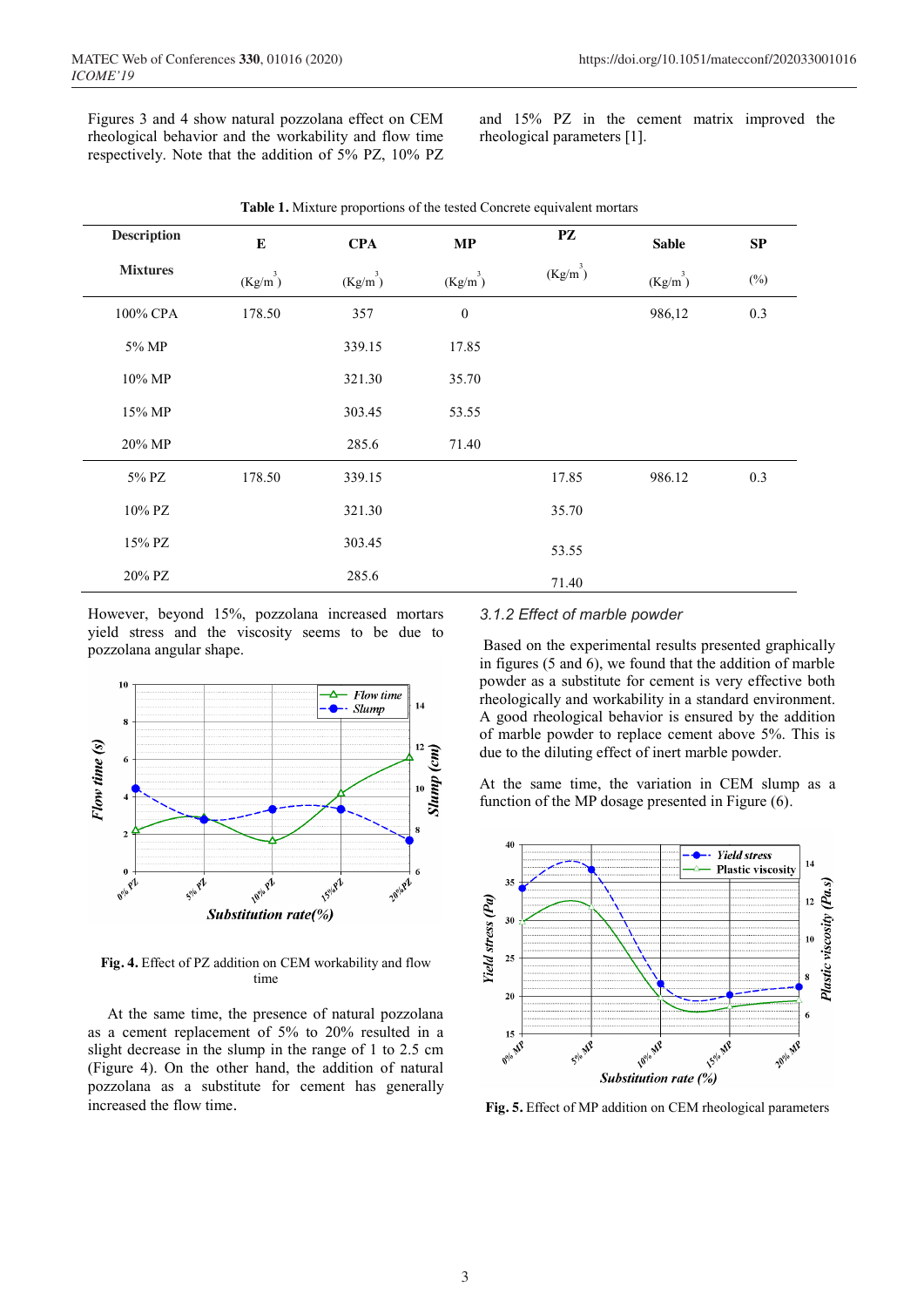Figures 3 and 4 show natural pozzolana effect on CEM rheological behavior and the workability and flow time respectively. Note that the addition of 5% PZ, 10% PZ and 15% PZ in the cement matrix improved the rheological parameters [1].

**Table 1.** Mixture proportions of the tested Concrete equivalent mortars

| Description Mixtures | E (Kg/m$^3$) | CPA (Kg/m$^3$) | MP (Kg/m$^3$) | PZ (Kg/m$^3$) | Sable (Kg/m$^3$) | SP (%) |
|---|---|---|---|---|---|---|
| 100% CPA | 178.50 | 357 | 0 | | 986,12 | 0.3 |
| 5% MP | | 339.15 | 17.85 | | | |
| 10% MP | | 321.30 | 35.70 | | | |
| 15% MP | | 303.45 | 53.55 | | | |
| 20% MP | | 285.6 | 71.40 | | | |
| 5% PZ | 178.50 | 339.15 | | 17.85 | 986.12 | 0.3 |
| 10% PZ | | 321.30 | | 35.70 | | |
| 15% PZ | | 303.45 | | 53.55 | | |
| 20% PZ | | 285.6 | | 71.40 | | |

However, beyond 15%, pozzolana increased mortars yield stress and the viscosity seems to be due to pozzolana angular shape.

**Fig. 4.** Effect of PZ addition on CEM workability and flow time

At the same time, the presence of natural pozzolana as a cement replacement of 5% to 20% resulted in a slight decrease in the slump in the range of 1 to 2.5 cm (Figure 4). On the other hand, the addition of natural pozzolana as a substitute for cement has generally increased the flow time.

### *3.1.2 Effect of marble powder*

Based on the experimental results presented graphically in figures (5 and 6), we found that the addition of marble powder as a substitute for cement is very effective both rheologically and workability in a standard environment. A good rheological behavior is ensured by the addition of marble powder to replace cement above 5%. This is due to the diluting effect of inert marble powder.

At the same time, the variation in CEM slump as a function of the MP dosage presented in Figure (6).

**Fig. 5.** Effect of MP addition on CEM rheological parameters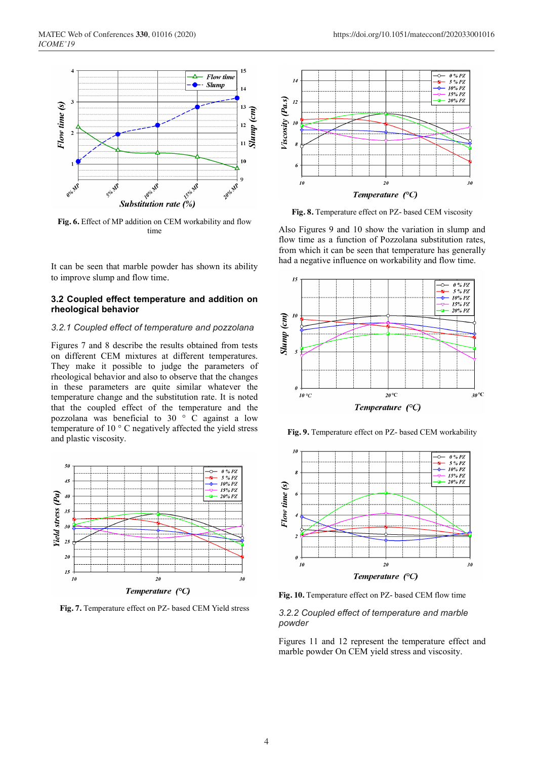Fig. 6. Effect of MP addition on CEM workability and flow time

It can be seen that marble powder has shown its ability to improve slump and flow time.

### 3.2 Coupled effect temperature and addition on rheological behavior

#### 3.2.1 Coupled effect of temperature and pozzolana

Figures 7 and 8 describe the results obtained from tests on different CEM mixtures at different temperatures. They make it possible to judge the parameters of rheological behavior and also to observe that the changes in these parameters are quite similar whatever the temperature change and the substitution rate. It is noted that the coupled effect of the temperature and the pozzolana was beneficial to 30 ° C against a low temperature of 10 ° C negatively affected the yield stress and plastic viscosity.

Fig. 7. Temperature effect on PZ- based CEM Yield stress

Fig. 8. Temperature effect on PZ- based CEM viscosity

Also Figures 9 and 10 show the variation in slump and flow time as a function of Pozzolana substitution rates, from which it can be seen that temperature has generally had a negative influence on workability and flow time.

Fig. 9. Temperature effect on PZ- based CEM workability

Fig. 10. Temperature effect on PZ- based CEM flow time

#### 3.2.2 Coupled effect of temperature and marble powder

Figures 11 and 12 represent the temperature effect and marble powder On CEM yield stress and viscosity.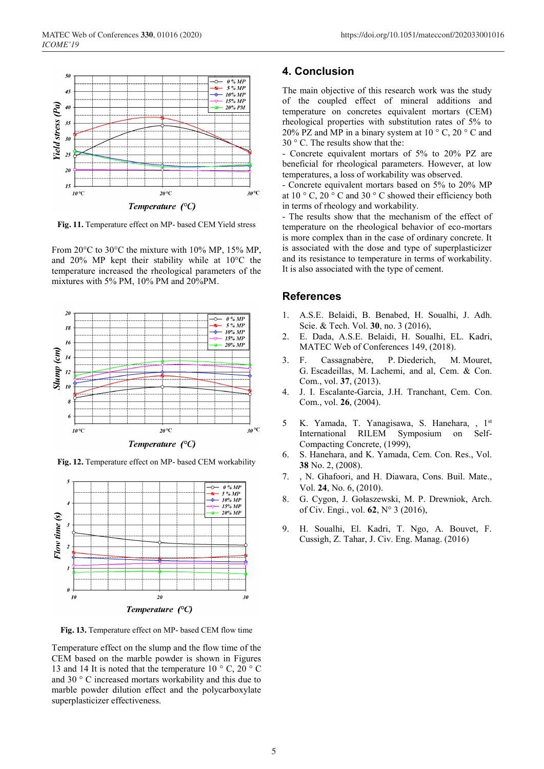50
45
40
35
30
25
20
15

Yield stress (Pa)

10°C
20°C
30°C

Temperature (°C)

0 % MP
5 % MP
10% MP
15% MP
20% PM

**Fig. 11.** Temperature effect on MP- based CEM Yield stress

From 20°C to 30°C the mixture with 10% MP, 15% MP, and 20% MP kept their stability while at 10°C the temperature increased the rheological parameters of the mixtures with 5% PM, 10% PM and 20%PM.

20
18
16
14
12
10
8
6

Slump (cm)

10°C
20°C
30°C

Temperature (°C)

0 % MP
5 % MP
10% MP
15% MP
20% MP

**Fig. 12.** Temperature effect on MP- based CEM workability

5
4
3
2
1
0

Flow time (s)

10
20
30

Temperature (°C)

0 % MP
5 % MP
10% MP
15% MP
20% MP

**Fig. 13.** Temperature effect on MP- based CEM flow time

Temperature effect on the slump and the flow time of the CEM based on the marble powder is shown in Figures 13 and 14 It is noted that the temperature 10 ° C, 20 ° C and 30 ° C increased mortars workability and this due to marble powder dilution effect and the polycarboxylate superplasticizer effectiveness.

## 4. Conclusion

The main objective of this research work was the study of the coupled effect of mineral additions and temperature on concretes equivalent mortars (CEM) rheological properties with substitution rates of 5% to 20% PZ and MP in a binary system at 10 ° C, 20 ° C and 30 ° C. The results show that the:

- Concrete equivalent mortars of 5% to 20% PZ are beneficial for rheological parameters. However, at low temperatures, a loss of workability was observed.
- Concrete equivalent mortars based on 5% to 20% MP at 10 ° C, 20 ° C and 30 ° C showed their efficiency both in terms of rheology and workability.
- The results show that the mechanism of the effect of temperature on the rheological behavior of eco-mortars is more complex than in the case of ordinary concrete. It is associated with the dose and type of superplasticizer and its resistance to temperature in terms of workability. It is also associated with the type of cement.

## References

1. A.S.E. Belaidi, B. Benabed, H. Soualhi, J. Adh. Scie. & Tech. Vol. **30**, no. 3 (2016),
2. E. Dada, A.S.E. Belaidi, H. Soualhi, EL. Kadri, MATEC Web of Conferences 149, (2018).
3. F. Cassagnabère, P. Diederich, M. Mouret, G. Escadeillas, M. Lachemi, and al, Cem. & Con. Com., vol. **37**, (2013).
4. J. I. Escalante-Garcia, J.H. Tranchant, Cem. Con. Com., vol. **26**, (2004).
5. K. Yamada, T. Yanagisawa, S. Hanehara, , 1st International RILEM Symposium on Self-Compacting Concrete, (1999),
6. S. Hanehara, and K. Yamada, Cem. Con. Res., Vol. **38** No. 2, (2008).
7. , N. Ghafoori, and H. Diawara, Cons. Buil. Mate., Vol. **24**, No. 6, (2010).
8. G. Cygon, J. Gołaszewski, M. P. Drewniok, Arch. of Civ. Engi., vol. **62**, N° 3 (2016),
9. H. Soualhi, El. Kadri, T. Ngo, A. Bouvet, F. Cussigh, Z. Tahar, J. Civ. Eng. Manag. (2016)